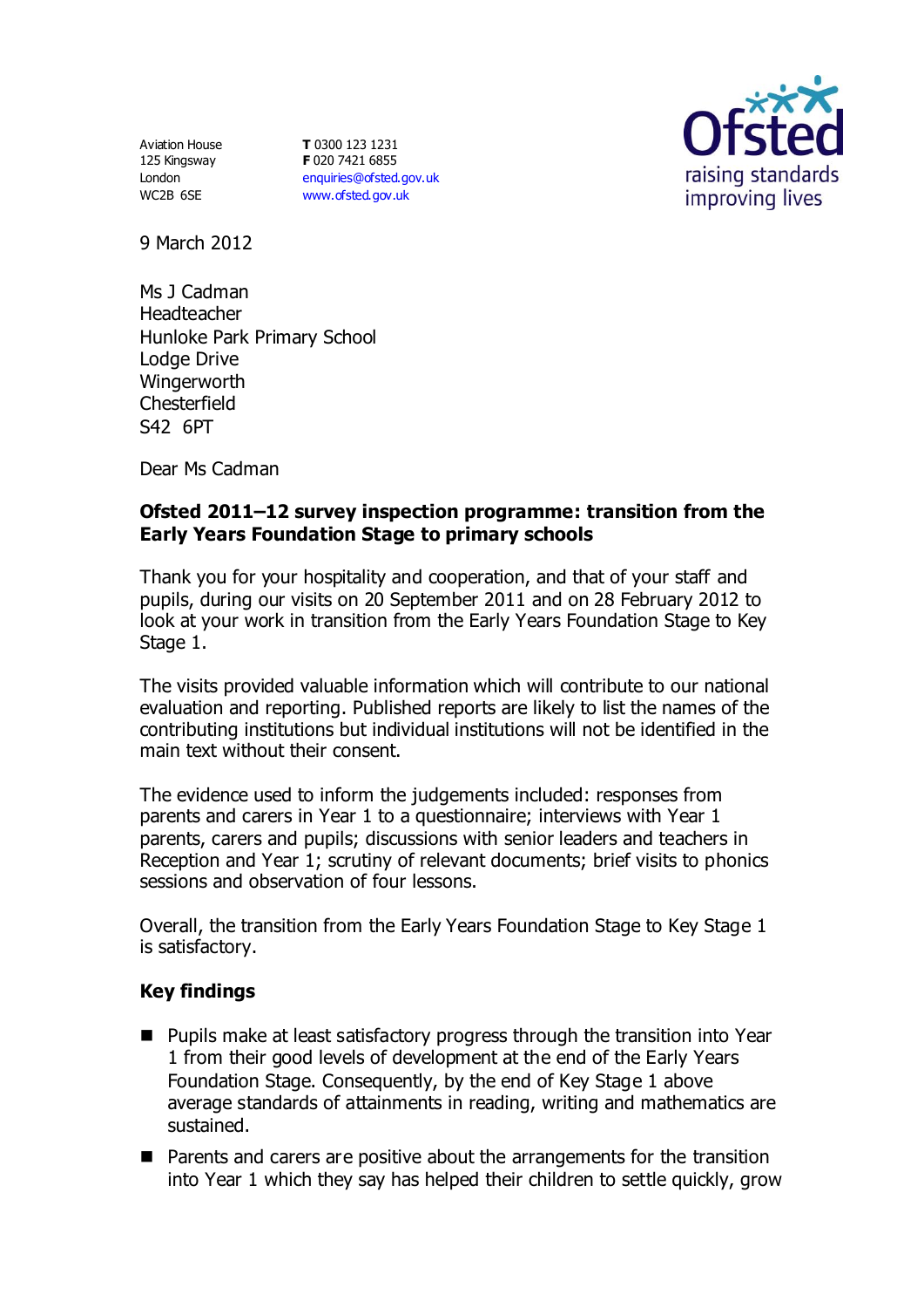Aviation House
125 Kingsway
London
WC2B 6SE

**T** 0300 123 1231
**F** 020 7421 6855
enquiries@ofsted.gov.uk
www.ofsted.gov.uk

Ofsted
raising standards
improving lives

9 March 2012

Ms J Cadman
Headteacher
Hunloke Park Primary School
Lodge Drive
Wingerworth
Chesterfield
S42 6PT

Dear Ms Cadman

**Ofsted 2011–12 survey inspection programme: transition from the Early Years Foundation Stage to primary schools**

Thank you for your hospitality and cooperation, and that of your staff and pupils, during our visits on 20 September 2011 and on 28 February 2012 to look at your work in transition from the Early Years Foundation Stage to Key Stage 1.

The visits provided valuable information which will contribute to our national evaluation and reporting. Published reports are likely to list the names of the contributing institutions but individual institutions will not be identified in the main text without their consent.

The evidence used to inform the judgements included: responses from parents and carers in Year 1 to a questionnaire; interviews with Year 1 parents, carers and pupils; discussions with senior leaders and teachers in Reception and Year 1; scrutiny of relevant documents; brief visits to phonics sessions and observation of four lessons.

Overall, the transition from the Early Years Foundation Stage to Key Stage 1 is satisfactory.

## Key findings

- Pupils make at least satisfactory progress through the transition into Year 1 from their good levels of development at the end of the Early Years Foundation Stage. Consequently, by the end of Key Stage 1 above average standards of attainments in reading, writing and mathematics are sustained.
- Parents and carers are positive about the arrangements for the transition into Year 1 which they say has helped their children to settle quickly, grow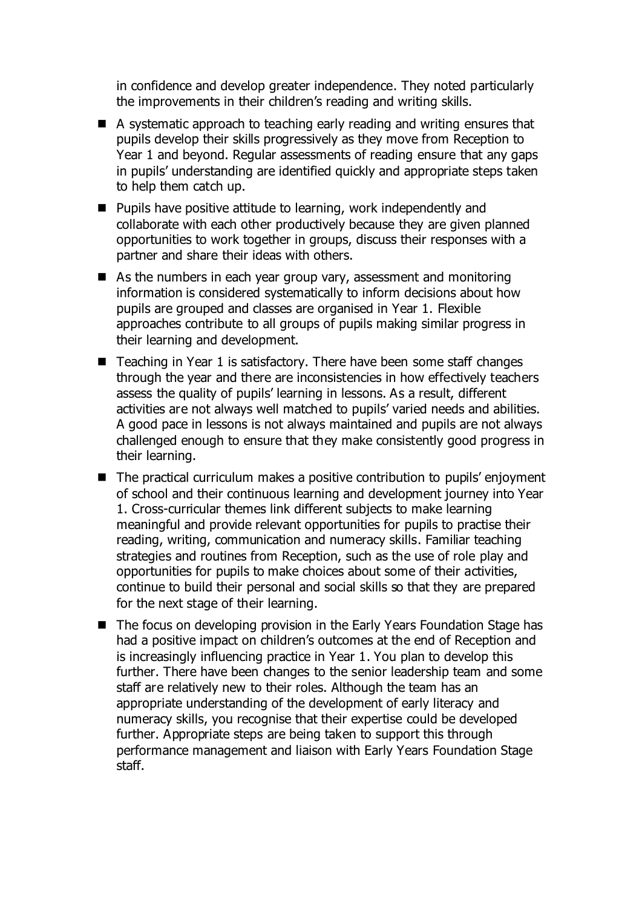in confidence and develop greater independence. They noted particularly the improvements in their children's reading and writing skills.

- A systematic approach to teaching early reading and writing ensures that pupils develop their skills progressively as they move from Reception to Year 1 and beyond. Regular assessments of reading ensure that any gaps in pupils' understanding are identified quickly and appropriate steps taken to help them catch up.
- Pupils have positive attitude to learning, work independently and collaborate with each other productively because they are given planned opportunities to work together in groups, discuss their responses with a partner and share their ideas with others.
- As the numbers in each year group vary, assessment and monitoring information is considered systematically to inform decisions about how pupils are grouped and classes are organised in Year 1. Flexible approaches contribute to all groups of pupils making similar progress in their learning and development.
- Teaching in Year 1 is satisfactory. There have been some staff changes through the year and there are inconsistencies in how effectively teachers assess the quality of pupils' learning in lessons. As a result, different activities are not always well matched to pupils' varied needs and abilities. A good pace in lessons is not always maintained and pupils are not always challenged enough to ensure that they make consistently good progress in their learning.
- The practical curriculum makes a positive contribution to pupils' enjoyment of school and their continuous learning and development journey into Year 1. Cross-curricular themes link different subjects to make learning meaningful and provide relevant opportunities for pupils to practise their reading, writing, communication and numeracy skills. Familiar teaching strategies and routines from Reception, such as the use of role play and opportunities for pupils to make choices about some of their activities, continue to build their personal and social skills so that they are prepared for the next stage of their learning.
- The focus on developing provision in the Early Years Foundation Stage has had a positive impact on children's outcomes at the end of Reception and is increasingly influencing practice in Year 1. You plan to develop this further. There have been changes to the senior leadership team and some staff are relatively new to their roles. Although the team has an appropriate understanding of the development of early literacy and numeracy skills, you recognise that their expertise could be developed further. Appropriate steps are being taken to support this through performance management and liaison with Early Years Foundation Stage staff.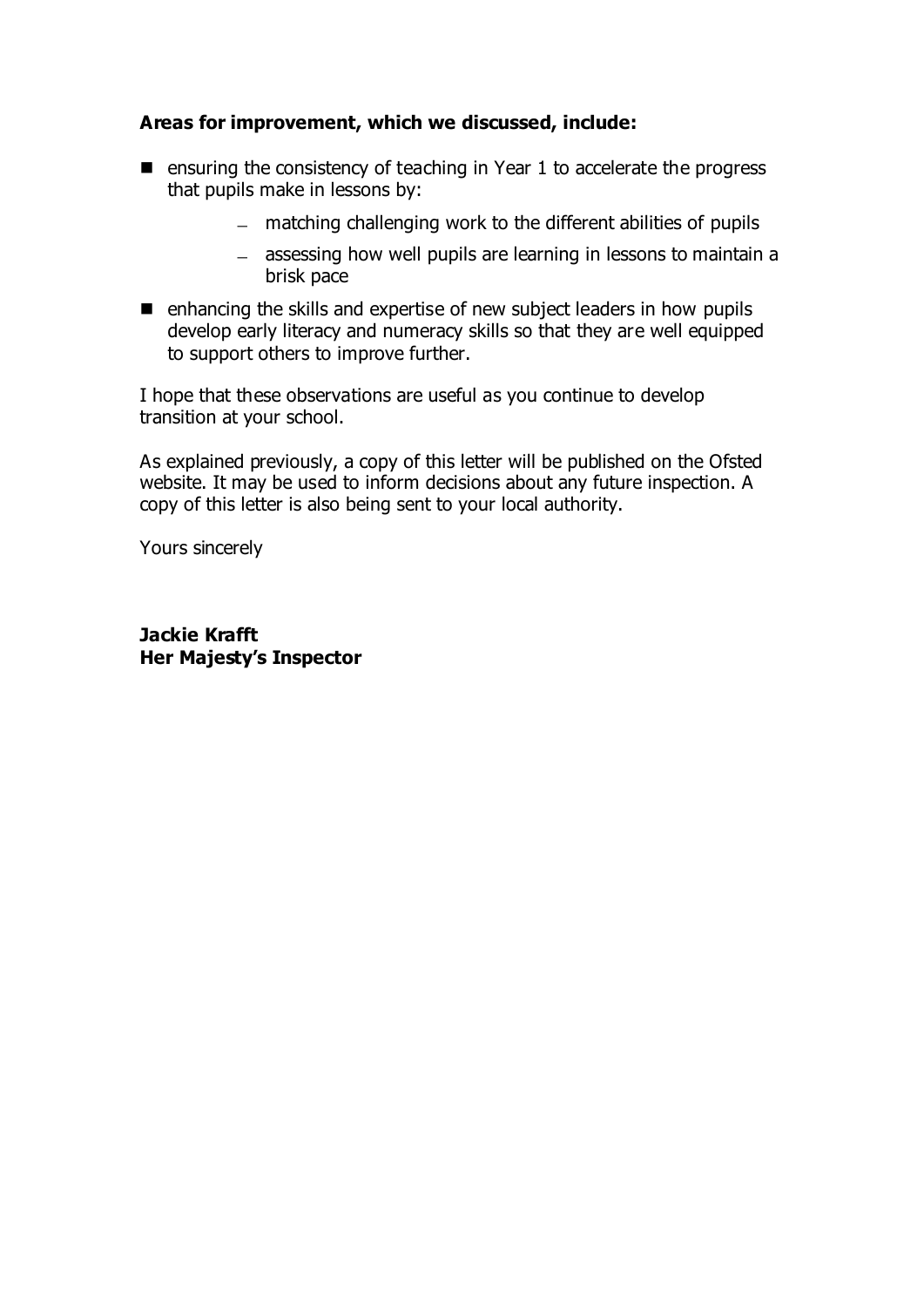**Areas for improvement, which we discussed, include:**

- ensuring the consistency of teaching in Year 1 to accelerate the progress that pupils make in lessons by:
  - matching challenging work to the different abilities of pupils
  - assessing how well pupils are learning in lessons to maintain a brisk pace
- enhancing the skills and expertise of new subject leaders in how pupils develop early literacy and numeracy skills so that they are well equipped to support others to improve further.

I hope that these observations are useful as you continue to develop transition at your school.

As explained previously, a copy of this letter will be published on the Ofsted website. It may be used to inform decisions about any future inspection. A copy of this letter is also being sent to your local authority.

Yours sincerely

**Jackie Krafft**
**Her Majesty's Inspector**